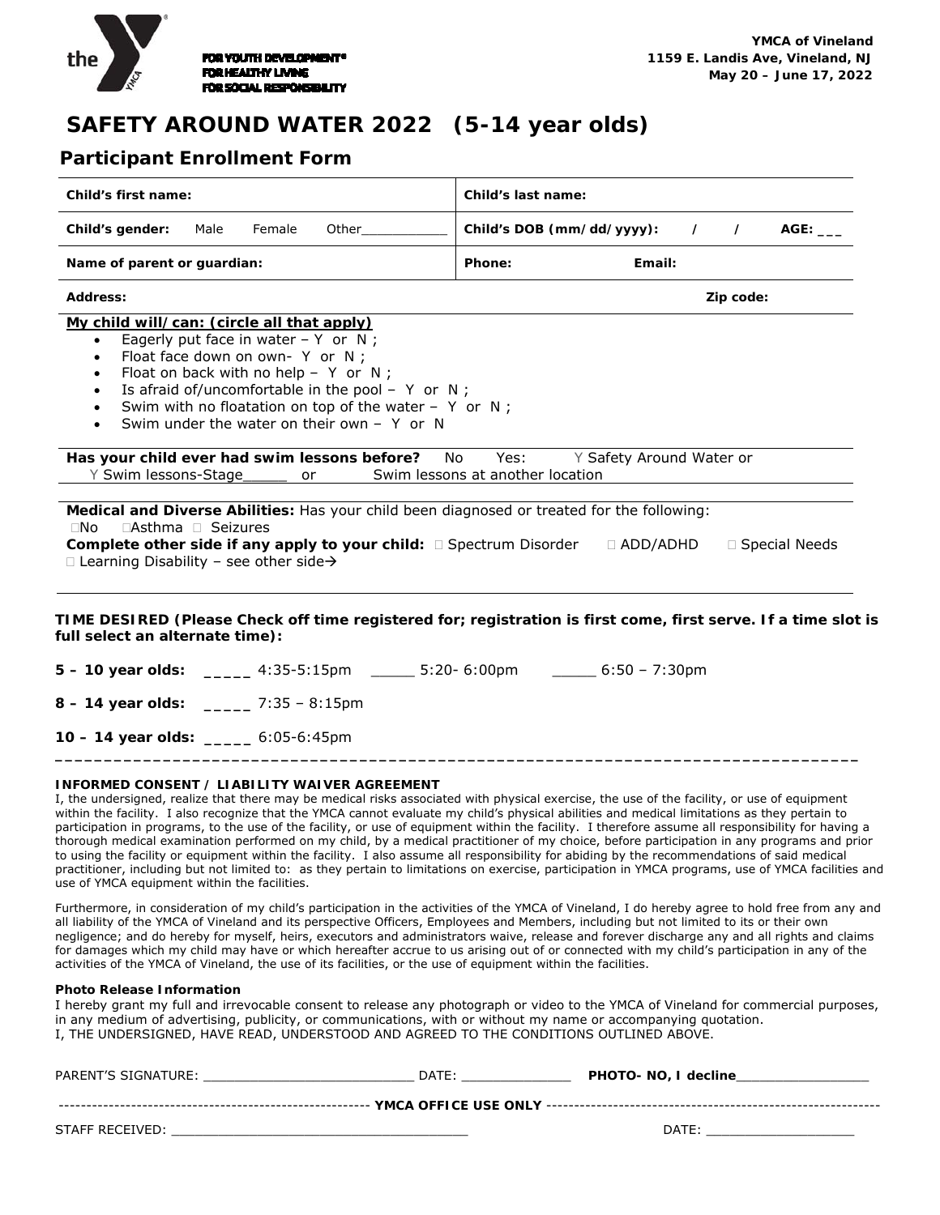FOR YOUTH DEVELOPMENT®
FOR HEALTHY LIVING
FOR SOCIAL RESPONSIBILITY

**YMCA of Vineland**
**1159 E. Landis Ave, Vineland, NJ**
**May 20 – June 17, 2022**

# SAFETY AROUND WATER 2022 (5-14 year olds)

## Participant Enrollment Form

| | |
|---|---|
| **Child's first name:** | **Child's last name:** |
| **Child's gender:** Male Female Other___________ | **Child's DOB (mm/dd/yyyy):** / / **AGE:** ___ |
| **Name of parent or guardian:** | **Phone:** **Email:** |

**Address:** **Zip code:**

**My child will/can: (circle all that apply)**

- Eagerly put face in water – Y or N ;
- Float face down on own- Y or N ;
- Float on back with no help – Y or N ;
- Is afraid of/uncomfortable in the pool – Y or N ;
- Swim with no floatation on top of the water – Y or N ;
- Swim under the water on their own – Y or N

**Has your child ever had swim lessons before?** No Yes: Y Safety Around Water or Y Swim lessons-Stage_____ or Swim lessons at another location

**Medical and Diverse Abilities:** Has your child been diagnosed or treated for the following:
☐No ☐Asthma ☐ Seizures
**Complete other side if any apply to your child:** ☐ Spectrum Disorder ☐ ADD/ADHD ☐ Special Needs ☐ Learning Disability – see other side→

**TIME DESIRED (Please Check off time registered for; registration is first come, first serve. If a time slot is full select an alternate time):**

**5 – 10 year olds:** _____ 4:35-5:15pm _____ 5:20- 6:00pm _____ 6:50 – 7:30pm

**8 – 14 year olds:** _____ 7:35 – 8:15pm

**10 – 14 year olds:** _____ 6:05-6:45pm

**INFORMED CONSENT / LIABILITY WAIVER AGREEMENT**

I, the undersigned, realize that there may be medical risks associated with physical exercise, the use of the facility, or use of equipment within the facility. I also recognize that the YMCA cannot evaluate my child's physical abilities and medical limitations as they pertain to participation in programs, to the use of the facility, or use of equipment within the facility. I therefore assume all responsibility for having a thorough medical examination performed on my child, by a medical practitioner of my choice, before participation in any programs and prior to using the facility or equipment within the facility. I also assume all responsibility for abiding by the recommendations of said medical practitioner, including but not limited to: as they pertain to limitations on exercise, participation in YMCA programs, use of YMCA facilities and use of YMCA equipment within the facilities.

Furthermore, in consideration of my child's participation in the activities of the YMCA of Vineland, I do hereby agree to hold free from any and all liability of the YMCA of Vineland and its perspective Officers, Employees and Members, including but not limited to its or their own negligence; and do hereby for myself, heirs, executors and administrators waive, release and forever discharge any and all rights and claims for damages which my child may have or which hereafter accrue to us arising out of or connected with my child's participation in any of the activities of the YMCA of Vineland, the use of its facilities, or the use of equipment within the facilities.

**Photo Release Information**

I hereby grant my full and irrevocable consent to release any photograph or video to the YMCA of Vineland for commercial purposes, in any medium of advertising, publicity, or communications, with or without my name or accompanying quotation.
I, THE UNDERSIGNED, HAVE READ, UNDERSTOOD AND AGREED TO THE CONDITIONS OUTLINED ABOVE.

PARENT'S SIGNATURE: ___________________________ DATE: ______________ **PHOTO- NO, I decline**_________________

---------------------------------------------------------- **YMCA OFFICE USE ONLY** ----------------------------------------------------------

STAFF RECEIVED: ________________________________________ DATE: ____________________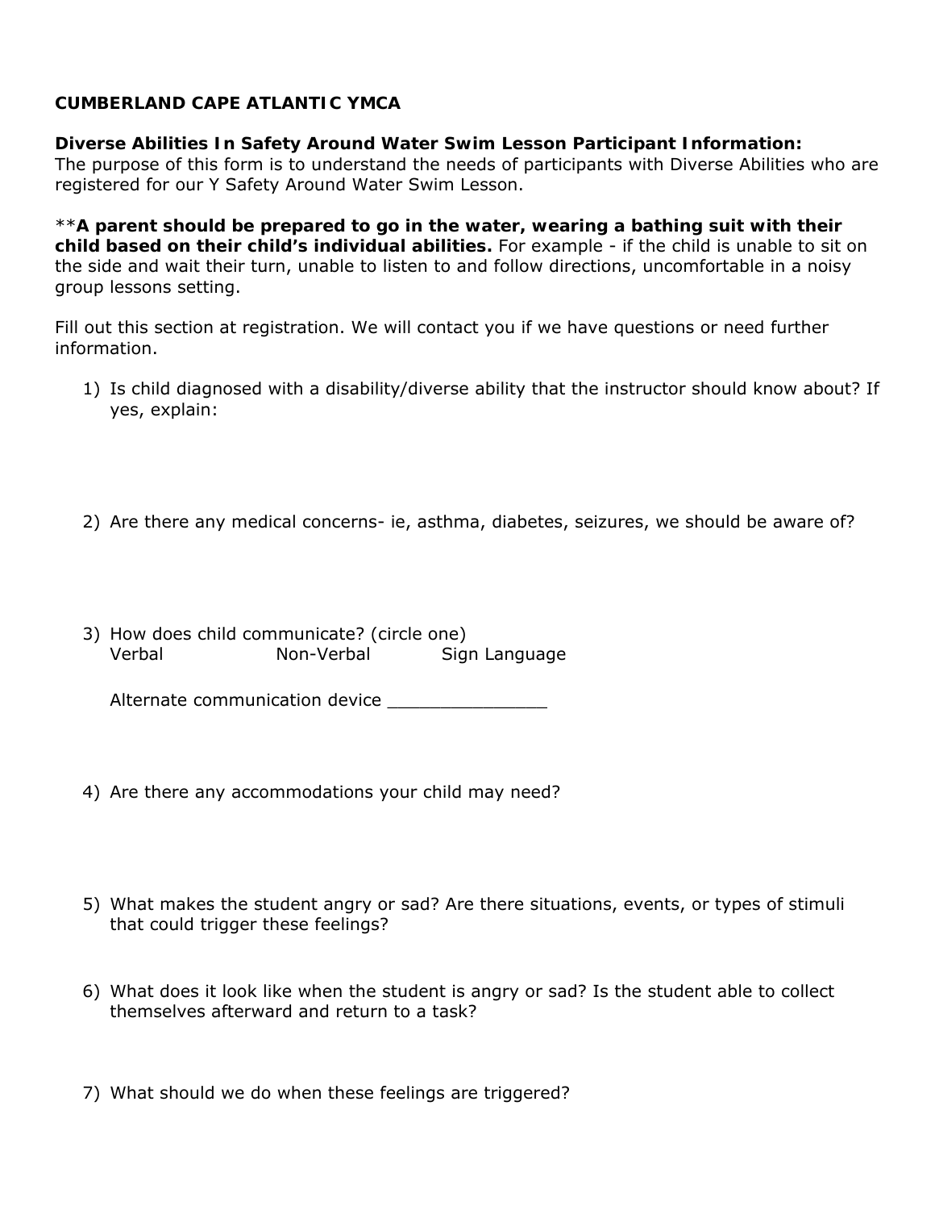**CUMBERLAND CAPE ATLANTIC YMCA**

**Diverse Abilities In Safety Around Water Swim Lesson Participant Information:**
The purpose of this form is to understand the needs of participants with Diverse Abilities who are registered for our Y Safety Around Water Swim Lesson.

\*\***A parent should be prepared to go in the water, wearing a bathing suit with their child based on their child's individual abilities.** For example - if the child is unable to sit on the side and wait their turn, unable to listen to and follow directions, uncomfortable in a noisy group lessons setting.

Fill out this section at registration. We will contact you if we have questions or need further information.

1) Is child diagnosed with a disability/diverse ability that the instructor should know about? If yes, explain:

2) Are there any medical concerns- ie, asthma, diabetes, seizures, we should be aware of?

3) How does child communicate? (circle one)
   Verbal Non-Verbal Sign Language

   Alternate communication device _______________

4) Are there any accommodations your child may need?

5) What makes the student angry or sad? Are there situations, events, or types of stimuli that could trigger these feelings?

6) What does it look like when the student is angry or sad? Is the student able to collect themselves afterward and return to a task?

7) What should we do when these feelings are triggered?